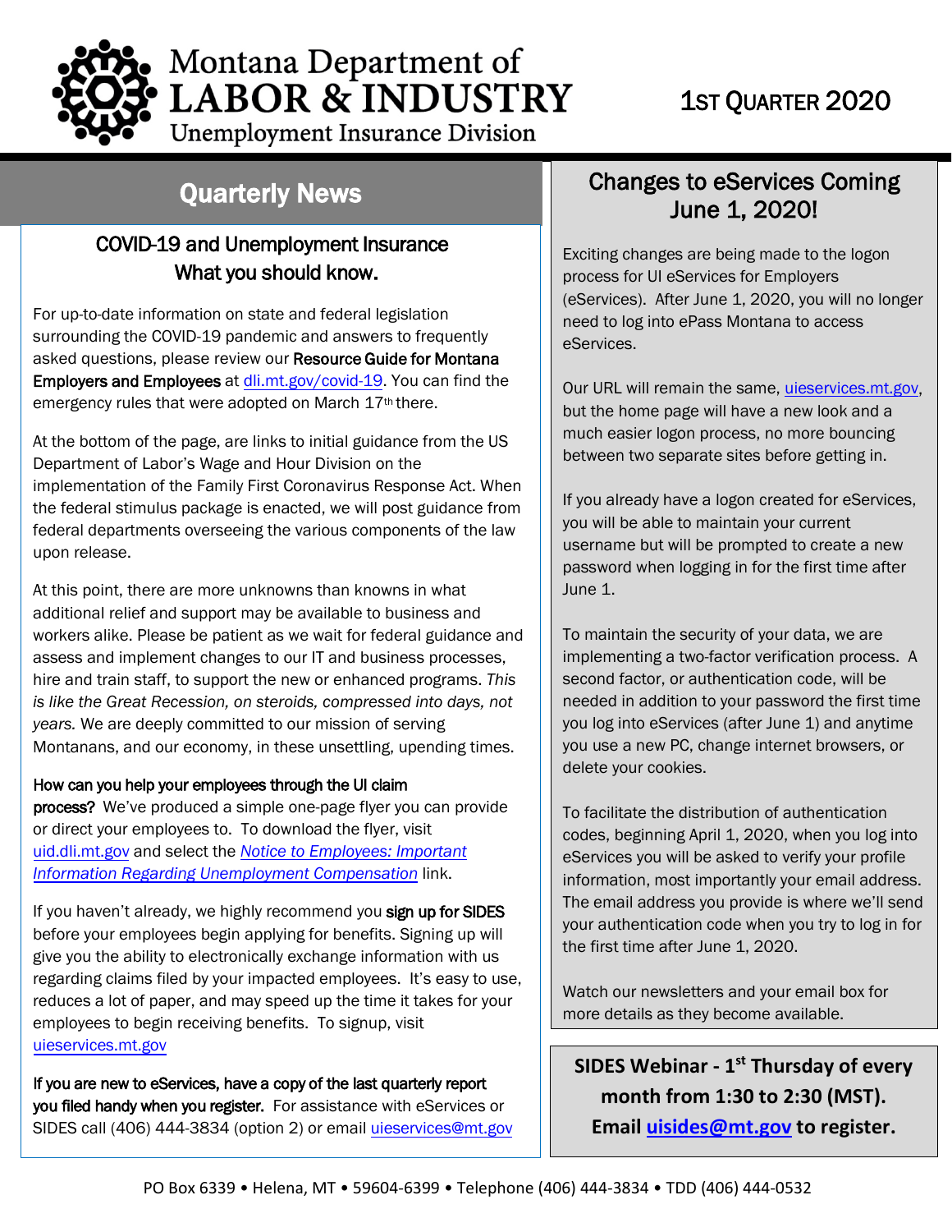# Montana Department of LABOR & INDUSTRY

Unemployment Insurance Division

1ST QUARTER 2020

## Quarterly News

### COVID-19 and Unemployment Insurance What you should know.

For up-to-date information on state and federal legislation surrounding the COVID-19 pandemic and answers to frequently asked questions, please review our **Resource Guide for Montana Employers and Employees** at dli.mt.gov/covid-19. You can find the emergency rules that were adopted on March 17th there.

At the bottom of the page, are links to initial guidance from the US Department of Labor's Wage and Hour Division on the implementation of the Family First Coronavirus Response Act. When the federal stimulus package is enacted, we will post guidance from federal departments overseeing the various components of the law upon release.

At this point, there are more unknowns than knowns in what additional relief and support may be available to business and workers alike. Please be patient as we wait for federal guidance and assess and implement changes to our IT and business processes, hire and train staff, to support the new or enhanced programs. *This is like the Great Recession, on steroids, compressed into days, not years.* We are deeply committed to our mission of serving Montanans, and our economy, in these unsettling, upending times.

**How can you help your employees through the UI claim process?** We've produced a simple one-page flyer you can provide or direct your employees to. To download the flyer, visit uid.dli.mt.gov and select the *Notice to Employees: Important Information Regarding Unemployment Compensation* link.

If you haven't already, we highly recommend you **sign up for SIDES** before your employees begin applying for benefits. Signing up will give you the ability to electronically exchange information with us regarding claims filed by your impacted employees. It's easy to use, reduces a lot of paper, and may speed up the time it takes for your employees to begin receiving benefits. To signup, visit uieservices.mt.gov

**If you are new to eServices, have a copy of the last quarterly report you filed handy when you register.** For assistance with eServices or SIDES call (406) 444-3834 (option 2) or email uieservices@mt.gov

## Changes to eServices Coming June 1, 2020!

Exciting changes are being made to the logon process for UI eServices for Employers (eServices). After June 1, 2020, you will no longer need to log into ePass Montana to access eServices.

Our URL will remain the same, uieservices.mt.gov, but the home page will have a new look and a much easier logon process, no more bouncing between two separate sites before getting in.

If you already have a logon created for eServices, you will be able to maintain your current username but will be prompted to create a new password when logging in for the first time after June 1.

To maintain the security of your data, we are implementing a two-factor verification process. A second factor, or authentication code, will be needed in addition to your password the first time you log into eServices (after June 1) and anytime you use a new PC, change internet browsers, or delete your cookies.

To facilitate the distribution of authentication codes, beginning April 1, 2020, when you log into eServices you will be asked to verify your profile information, most importantly your email address. The email address you provide is where we'll send your authentication code when you try to log in for the first time after June 1, 2020.

Watch our newsletters and your email box for more details as they become available.

**SIDES Webinar - 1st Thursday of every month from 1:30 to 2:30 (MST). Email uisides@mt.gov to register.**

PO Box 6339 • Helena, MT • 59604-6399 • Telephone (406) 444-3834 • TDD (406) 444-0532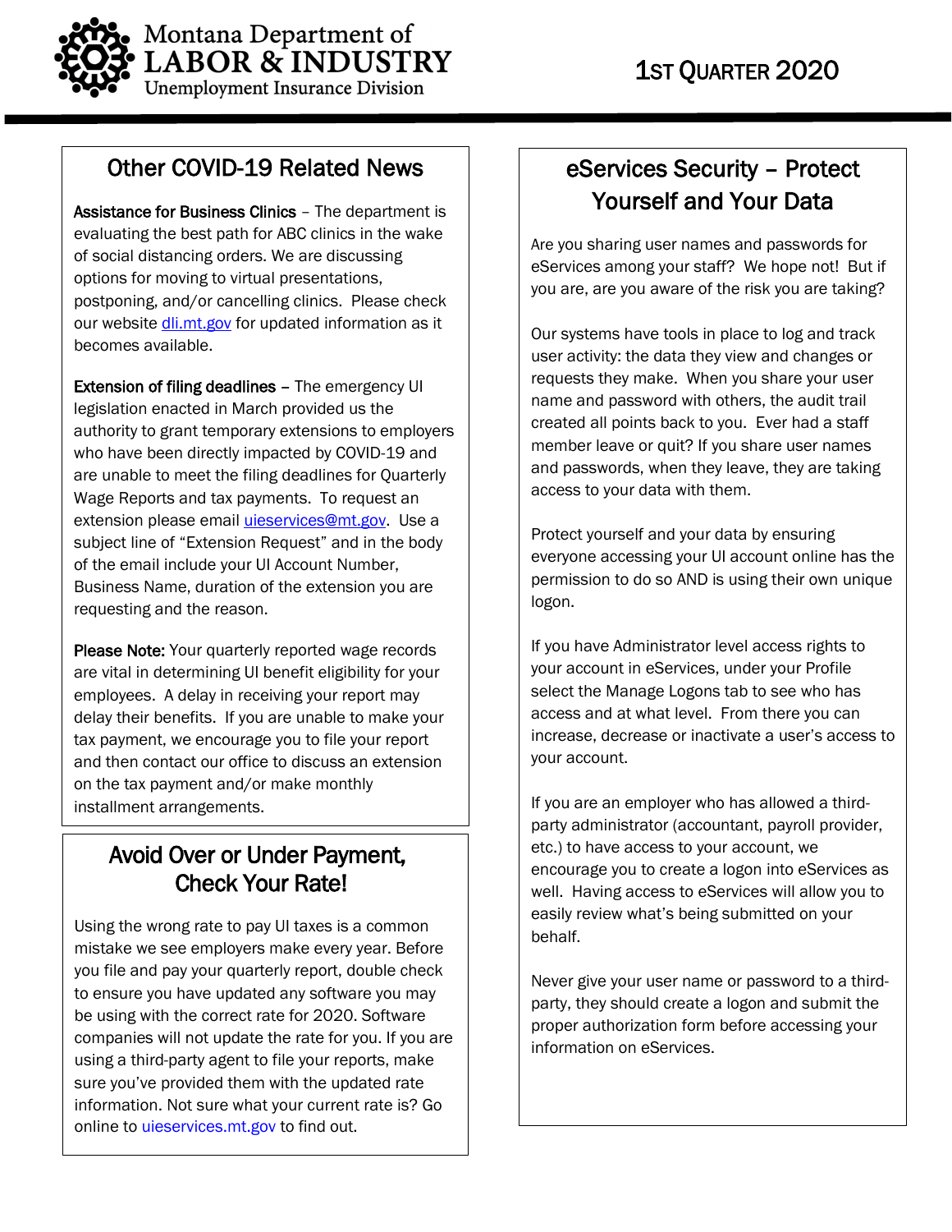Montana Department of LABOR & INDUSTRY
Unemployment Insurance Division

1ST QUARTER 2020

## Other COVID-19 Related News

**Assistance for Business Clinics** – The department is evaluating the best path for ABC clinics in the wake of social distancing orders. We are discussing options for moving to virtual presentations, postponing, and/or cancelling clinics. Please check our website dli.mt.gov for updated information as it becomes available.

**Extension of filing deadlines** – The emergency UI legislation enacted in March provided us the authority to grant temporary extensions to employers who have been directly impacted by COVID-19 and are unable to meet the filing deadlines for Quarterly Wage Reports and tax payments. To request an extension please email uieservices@mt.gov. Use a subject line of "Extension Request" and in the body of the email include your UI Account Number, Business Name, duration of the extension you are requesting and the reason.

**Please Note:** Your quarterly reported wage records are vital in determining UI benefit eligibility for your employees. A delay in receiving your report may delay their benefits. If you are unable to make your tax payment, we encourage you to file your report and then contact our office to discuss an extension on the tax payment and/or make monthly installment arrangements.

## Avoid Over or Under Payment, Check Your Rate!

Using the wrong rate to pay UI taxes is a common mistake we see employers make every year. Before you file and pay your quarterly report, double check to ensure you have updated any software you may be using with the correct rate for 2020. Software companies will not update the rate for you. If you are using a third-party agent to file your reports, make sure you've provided them with the updated rate information. Not sure what your current rate is? Go online to uieservices.mt.gov to find out.

## eServices Security – Protect Yourself and Your Data

Are you sharing user names and passwords for eServices among your staff? We hope not! But if you are, are you aware of the risk you are taking?

Our systems have tools in place to log and track user activity: the data they view and changes or requests they make. When you share your user name and password with others, the audit trail created all points back to you. Ever had a staff member leave or quit? If you share user names and passwords, when they leave, they are taking access to your data with them.

Protect yourself and your data by ensuring everyone accessing your UI account online has the permission to do so AND is using their own unique logon.

If you have Administrator level access rights to your account in eServices, under your Profile select the Manage Logons tab to see who has access and at what level. From there you can increase, decrease or inactivate a user's access to your account.

If you are an employer who has allowed a third-party administrator (accountant, payroll provider, etc.) to have access to your account, we encourage you to create a logon into eServices as well. Having access to eServices will allow you to easily review what's being submitted on your behalf.

Never give your user name or password to a third-party, they should create a logon and submit the proper authorization form before accessing your information on eServices.